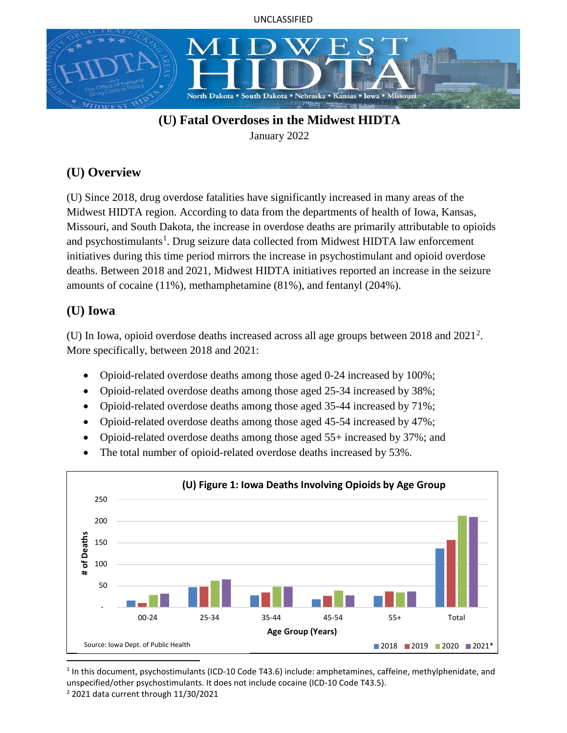UNCLASSIFIED

# (U) Fatal Overdoses in the Midwest HIDTA

January 2022

## (U) Overview

(U) Since 2018, drug overdose fatalities have significantly increased in many areas of the Midwest HIDTA region. According to data from the departments of health of Iowa, Kansas, Missouri, and South Dakota, the increase in overdose deaths are primarily attributable to opioids and psychostimulants[1]. Drug seizure data collected from Midwest HIDTA law enforcement initiatives during this time period mirrors the increase in psychostimulant and opioid overdose deaths. Between 2018 and 2021, Midwest HIDTA initiatives reported an increase in the seizure amounts of cocaine (11%), methamphetamine (81%), and fentanyl (204%).

## (U) Iowa

(U) In Iowa, opioid overdose deaths increased across all age groups between 2018 and 2021[2]. More specifically, between 2018 and 2021:

- Opioid-related overdose deaths among those aged 0-24 increased by 100%;
- Opioid-related overdose deaths among those aged 25-34 increased by 38%;
- Opioid-related overdose deaths among those aged 35-44 increased by 71%;
- Opioid-related overdose deaths among those aged 45-54 increased by 47%;
- Opioid-related overdose deaths among those aged 55+ increased by 37%; and
- The total number of opioid-related overdose deaths increased by 53%.

**(U) Figure 1: Iowa Deaths Involving Opioids by Age Group**

Source: Iowa Dept. of Public Health

[1] In this document, psychostimulants (ICD-10 Code T43.6) include: amphetamines, caffeine, methylphenidate, and unspecified/other psychostimulants. It does not include cocaine (ICD-10 Code T43.5).

[2] 2021 data current through 11/30/2021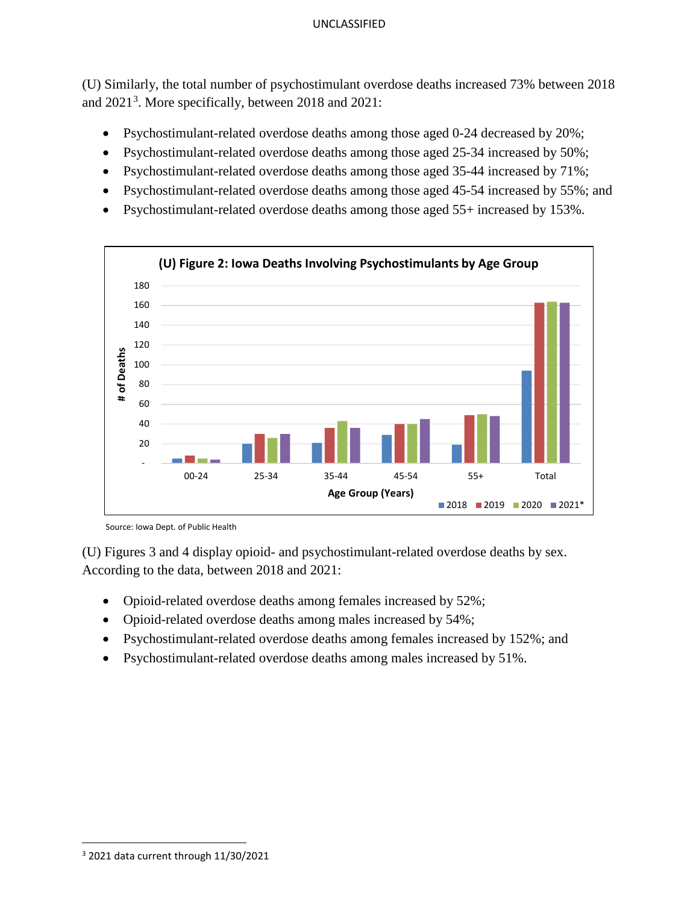(U) Similarly, the total number of psychostimulant overdose deaths increased 73% between 2018 and 2021[3]. More specifically, between 2018 and 2021:

- Psychostimulant-related overdose deaths among those aged 0-24 decreased by 20%;
- Psychostimulant-related overdose deaths among those aged 25-34 increased by 50%;
- Psychostimulant-related overdose deaths among those aged 35-44 increased by 71%;
- Psychostimulant-related overdose deaths among those aged 45-54 increased by 55%; and
- Psychostimulant-related overdose deaths among those aged 55+ increased by 153%.

**(U) Figure 2: Iowa Deaths Involving Psychostimulants by Age Group**

Source: Iowa Dept. of Public Health

(U) Figures 3 and 4 display opioid- and psychostimulant-related overdose deaths by sex. According to the data, between 2018 and 2021:

- Opioid-related overdose deaths among females increased by 52%;
- Opioid-related overdose deaths among males increased by 54%;
- Psychostimulant-related overdose deaths among females increased by 152%; and
- Psychostimulant-related overdose deaths among males increased by 51%.

---

[3] 2021 data current through 11/30/2021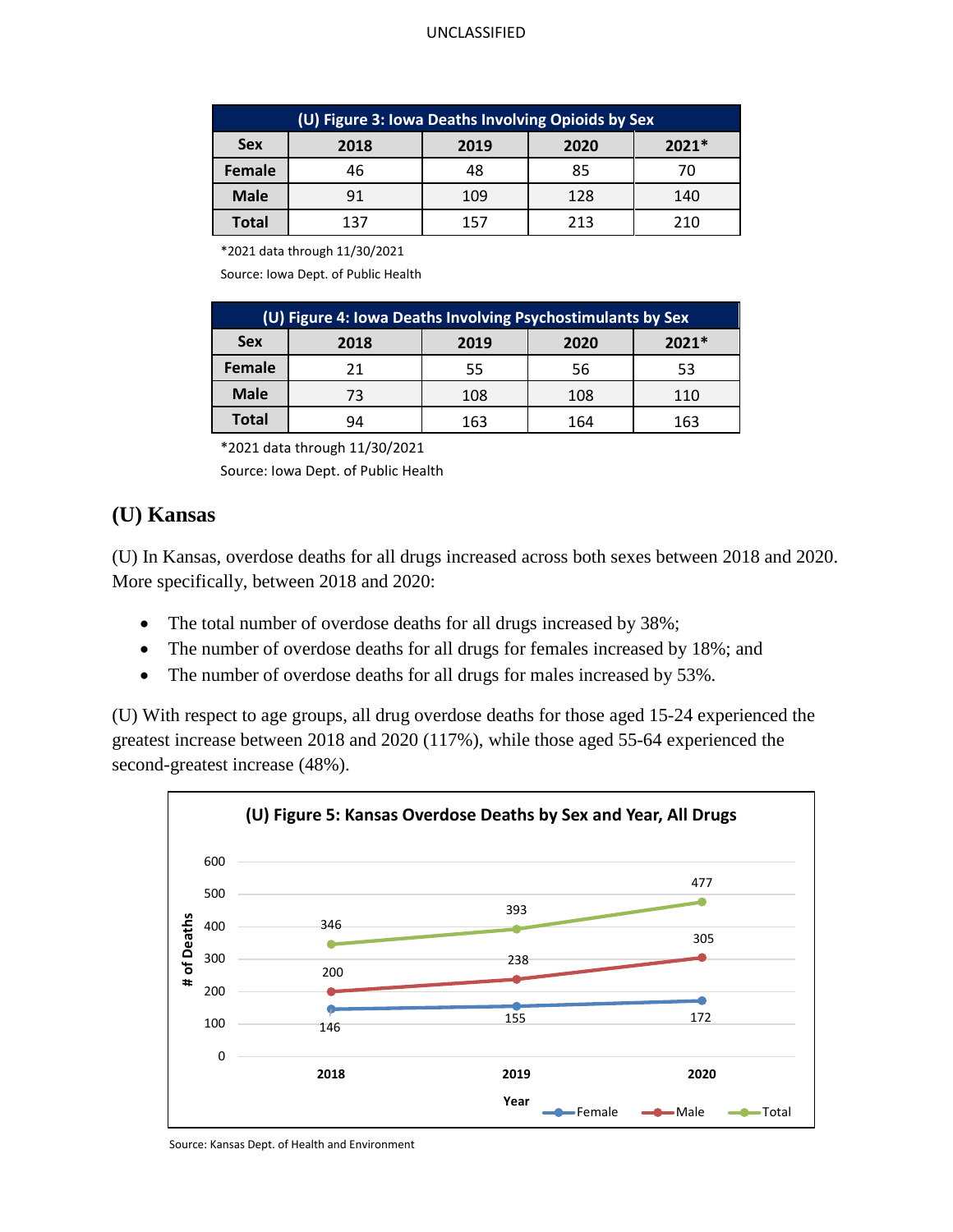| (U) Figure 3: Iowa Deaths Involving Opioids by Sex | | | | |
|---|---|---|---|---|
| **Sex** | **2018** | **2019** | **2020** | **2021*** |
| **Female** | 46 | 48 | 85 | 70 |
| **Male** | 91 | 109 | 128 | 140 |
| **Total** | 137 | 157 | 213 | 210 |

*2021 data through 11/30/2021

Source: Iowa Dept. of Public Health

| (U) Figure 4: Iowa Deaths Involving Psychostimulants by Sex | | | | |
|---|---|---|---|---|
| **Sex** | **2018** | **2019** | **2020** | **2021*** |
| **Female** | 21 | 55 | 56 | 53 |
| **Male** | 73 | 108 | 108 | 110 |
| **Total** | 94 | 163 | 164 | 163 |

*2021 data through 11/30/2021

Source: Iowa Dept. of Public Health

## (U) Kansas

(U) In Kansas, overdose deaths for all drugs increased across both sexes between 2018 and 2020. More specifically, between 2018 and 2020:

- The total number of overdose deaths for all drugs increased by 38%;
- The number of overdose deaths for all drugs for females increased by 18%; and
- The number of overdose deaths for all drugs for males increased by 53%.

(U) With respect to age groups, all drug overdose deaths for those aged 15-24 experienced the greatest increase between 2018 and 2020 (117%), while those aged 55-64 experienced the second-greatest increase (48%).

**(U) Figure 5: Kansas Overdose Deaths by Sex and Year, All Drugs**

| Year | Female | Male | Total |
|---|---|---|---|
| 2018 | 146 | 200 | 346 |
| 2019 | 155 | 238 | 393 |
| 2020 | 172 | 305 | 477 |

Source: Kansas Dept. of Health and Environment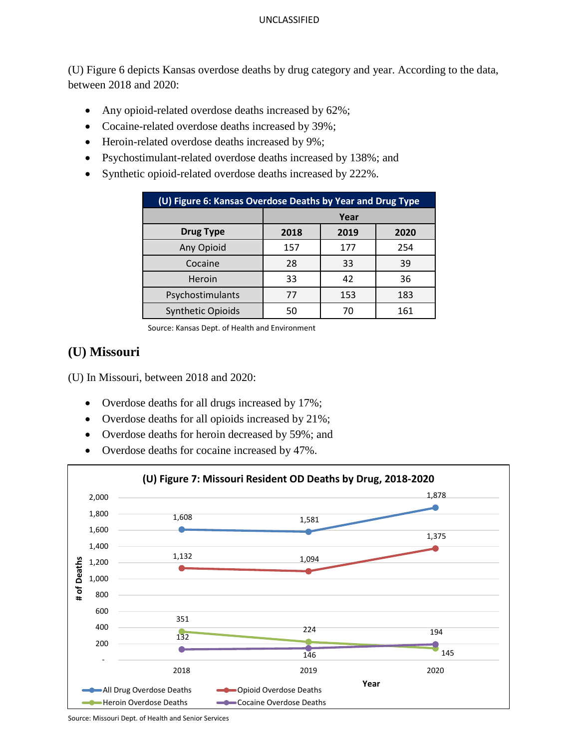(U) Figure 6 depicts Kansas overdose deaths by drug category and year. According to the data, between 2018 and 2020:

- Any opioid-related overdose deaths increased by 62%;
- Cocaine-related overdose deaths increased by 39%;
- Heroin-related overdose deaths increased by 9%;
- Psychostimulant-related overdose deaths increased by 138%; and
- Synthetic opioid-related overdose deaths increased by 222%.

**(U) Figure 6: Kansas Overdose Deaths by Year and Drug Type**

| | Year | | |
|---|---|---|---|
| **Drug Type** | **2018** | **2019** | **2020** |
| Any Opioid | 157 | 177 | 254 |
| Cocaine | 28 | 33 | 39 |
| Heroin | 33 | 42 | 36 |
| Psychostimulants | 77 | 153 | 183 |
| Synthetic Opioids | 50 | 70 | 161 |

Source: Kansas Dept. of Health and Environment

## (U) Missouri

(U) In Missouri, between 2018 and 2020:

- Overdose deaths for all drugs increased by 17%;
- Overdose deaths for all opioids increased by 21%;
- Overdose deaths for heroin decreased by 59%; and
- Overdose deaths for cocaine increased by 47%.

**(U) Figure 7: Missouri Resident OD Deaths by Drug, 2018-2020**

| Year | All Drug Overdose Deaths | Opioid Overdose Deaths | Heroin Overdose Deaths | Cocaine Overdose Deaths |
|---|---|---|---|---|
| 2018 | 1,608 | 1,132 | 351 | 132 |
| 2019 | 1,581 | 1,094 | 224 | 146 |
| 2020 | 1,878 | 1,375 | 145 | 194 |

Source: Missouri Dept. of Health and Senior Services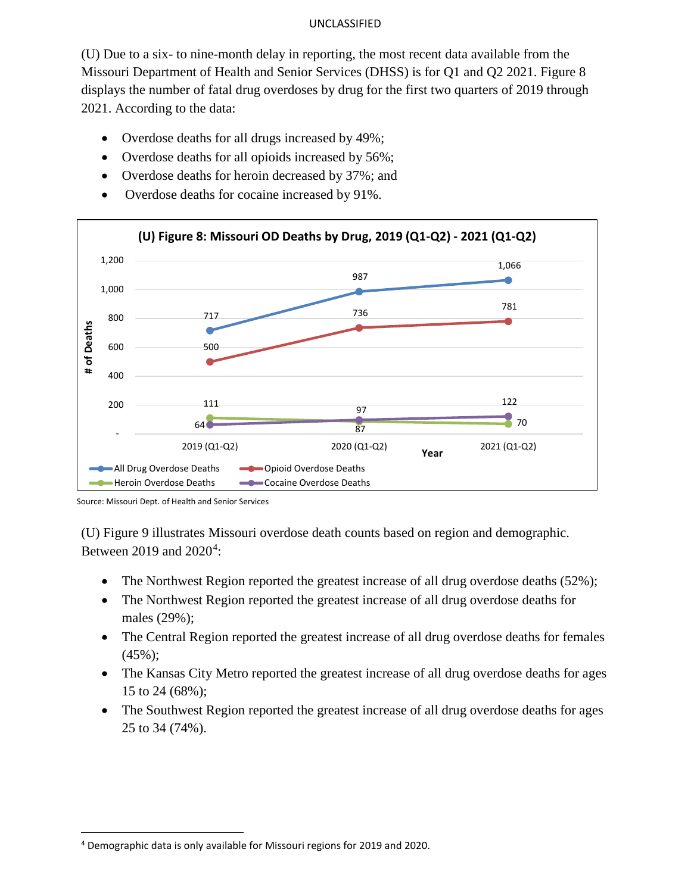(U) Due to a six- to nine-month delay in reporting, the most recent data available from the Missouri Department of Health and Senior Services (DHSS) is for Q1 and Q2 2021. Figure 8 displays the number of fatal drug overdoses by drug for the first two quarters of 2019 through 2021. According to the data:

- Overdose deaths for all drugs increased by 49%;
- Overdose deaths for all opioids increased by 56%;
- Overdose deaths for heroin decreased by 37%; and
- Overdose deaths for cocaine increased by 91%.

**(U) Figure 8: Missouri OD Deaths by Drug, 2019 (Q1-Q2) - 2021 (Q1-Q2)**

| Year | All Drug Overdose Deaths | Opioid Overdose Deaths | Heroin Overdose Deaths | Cocaine Overdose Deaths |
|---|---|---|---|---|
| 2019 (Q1-Q2) | 717 | 500 | 111 | 64 |
| 2020 (Q1-Q2) | 987 | 736 | 87 | 97 |
| 2021 (Q1-Q2) | 1,066 | 781 | 70 | 122 |

Source: Missouri Dept. of Health and Senior Services

(U) Figure 9 illustrates Missouri overdose death counts based on region and demographic. Between 2019 and 2020[4]:

- The Northwest Region reported the greatest increase of all drug overdose deaths (52%);
- The Northwest Region reported the greatest increase of all drug overdose deaths for males (29%);
- The Central Region reported the greatest increase of all drug overdose deaths for females (45%);
- The Kansas City Metro reported the greatest increase of all drug overdose deaths for ages 15 to 24 (68%);
- The Southwest Region reported the greatest increase of all drug overdose deaths for ages 25 to 34 (74%).

[4] Demographic data is only available for Missouri regions for 2019 and 2020.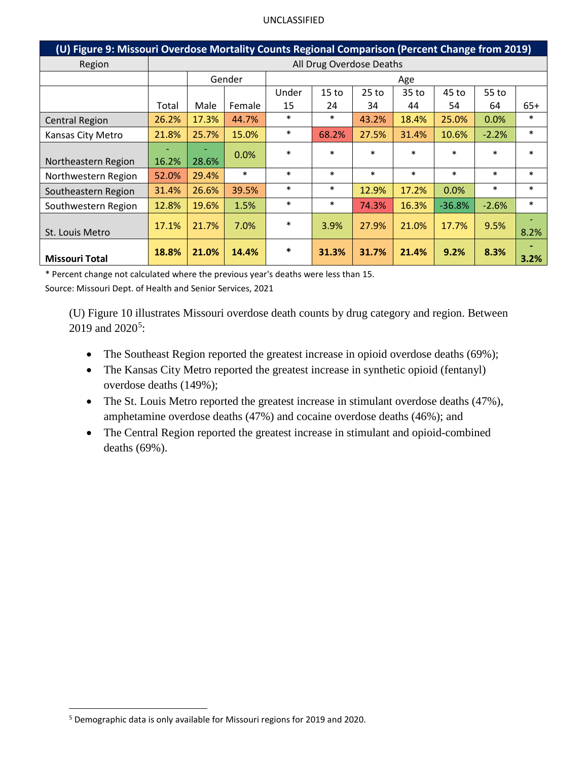UNCLASSIFIED

| (U) Figure 9: Missouri Overdose Mortality Counts Regional Comparison (Percent Change from 2019) | | | | | | | | | | |
|---|---|---|---|---|---|---|---|---|---|---|
| Region | All Drug Overdose Deaths | | | | | | | | | |
| | | Gender | | Age | | | | | | |
| | Total | Male | Female | Under 15 | 15 to 24 | 25 to 34 | 35 to 44 | 45 to 54 | 55 to 64 | 65+ |
| Central Region | 26.2% | 17.3% | 44.7% | * | * | 43.2% | 18.4% | 25.0% | 0.0% | * |
| Kansas City Metro | 21.8% | 25.7% | 15.0% | * | 68.2% | 27.5% | 31.4% | 10.6% | -2.2% | * |
| Northeastern Region | -16.2% | -28.6% | 0.0% | * | * | * | * | * | * | * |
| Northwestern Region | 52.0% | 29.4% | * | * | * | * | * | * | * | * |
| Southeastern Region | 31.4% | 26.6% | 39.5% | * | * | 12.9% | 17.2% | 0.0% | * | * |
| Southwestern Region | 12.8% | 19.6% | 1.5% | * | * | 74.3% | 16.3% | -36.8% | -2.6% | * |
| St. Louis Metro | 17.1% | 21.7% | 7.0% | * | 3.9% | 27.9% | 21.0% | 17.7% | 9.5% | -8.2% |
| **Missouri Total** | **18.8%** | **21.0%** | **14.4%** | * | **31.3%** | **31.7%** | **21.4%** | **9.2%** | **8.3%** | **-3.2%** |

\* Percent change not calculated where the previous year's deaths were less than 15.

Source: Missouri Dept. of Health and Senior Services, 2021

(U) Figure 10 illustrates Missouri overdose death counts by drug category and region. Between 2019 and 2020[5]:

- The Southeast Region reported the greatest increase in opioid overdose deaths (69%);
- The Kansas City Metro reported the greatest increase in synthetic opioid (fentanyl) overdose deaths (149%);
- The St. Louis Metro reported the greatest increase in stimulant overdose deaths (47%), amphetamine overdose deaths (47%) and cocaine overdose deaths (46%); and
- The Central Region reported the greatest increase in stimulant and opioid-combined deaths (69%).

[5] Demographic data is only available for Missouri regions for 2019 and 2020.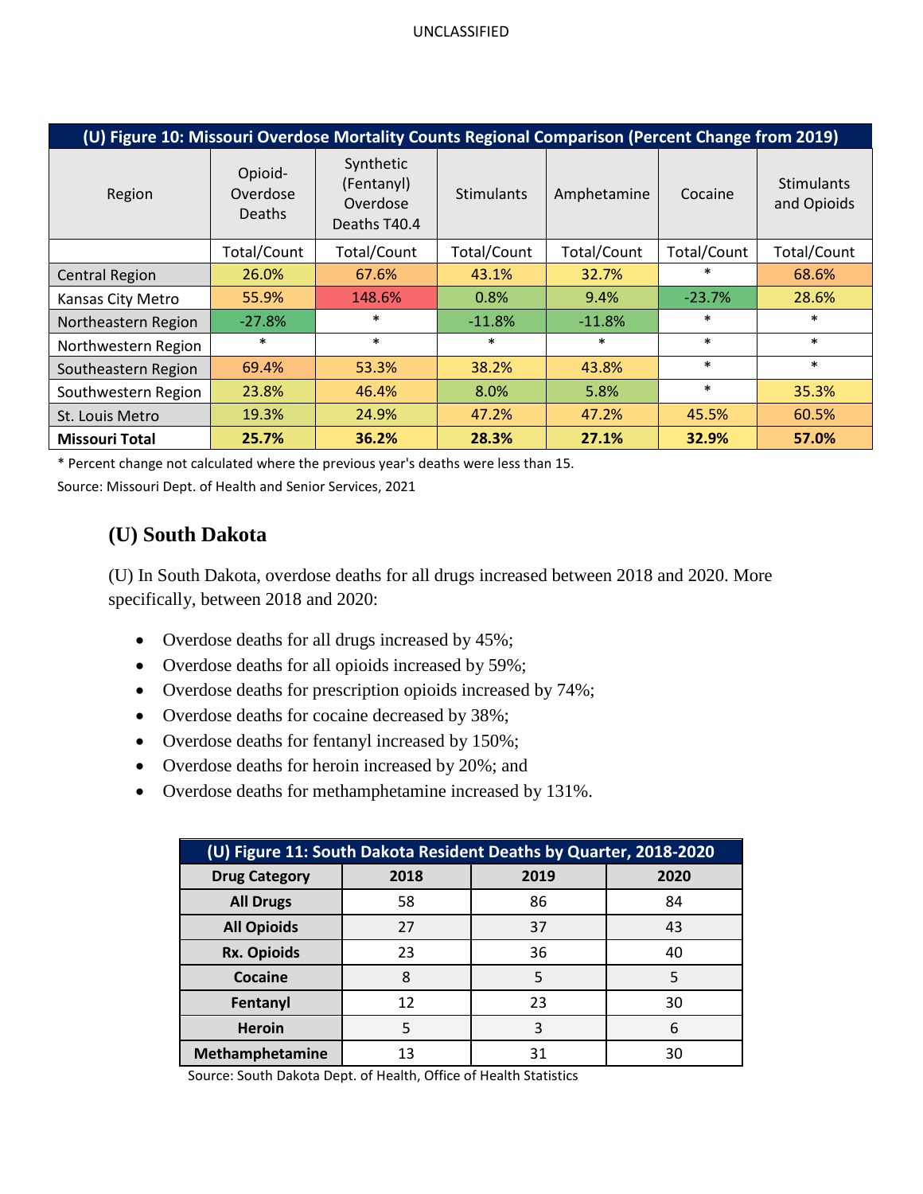| (U) Figure 10: Missouri Overdose Mortality Counts Regional Comparison (Percent Change from 2019) | | | | | | |
|---|---|---|---|---|---|---|
| Region | Opioid-Overdose Deaths | Synthetic (Fentanyl) Overdose Deaths T40.4 | Stimulants | Amphetamine | Cocaine | Stimulants and Opioids |
| | Total/Count | Total/Count | Total/Count | Total/Count | Total/Count | Total/Count |
| Central Region | 26.0% | 67.6% | 43.1% | 32.7% | * | 68.6% |
| Kansas City Metro | 55.9% | 148.6% | 0.8% | 9.4% | -23.7% | 28.6% |
| Northeastern Region | -27.8% | * | -11.8% | -11.8% | * | * |
| Northwestern Region | * | * | * | * | * | * |
| Southeastern Region | 69.4% | 53.3% | 38.2% | 43.8% | * | * |
| Southwestern Region | 23.8% | 46.4% | 8.0% | 5.8% | * | 35.3% |
| St. Louis Metro | 19.3% | 24.9% | 47.2% | 47.2% | 45.5% | 60.5% |
| **Missouri Total** | **25.7%** | **36.2%** | **28.3%** | **27.1%** | **32.9%** | **57.0%** |

* Percent change not calculated where the previous year's deaths were less than 15.

Source: Missouri Dept. of Health and Senior Services, 2021

## (U) South Dakota

(U) In South Dakota, overdose deaths for all drugs increased between 2018 and 2020. More specifically, between 2018 and 2020:

- Overdose deaths for all drugs increased by 45%;
- Overdose deaths for all opioids increased by 59%;
- Overdose deaths for prescription opioids increased by 74%;
- Overdose deaths for cocaine decreased by 38%;
- Overdose deaths for fentanyl increased by 150%;
- Overdose deaths for heroin increased by 20%; and
- Overdose deaths for methamphetamine increased by 131%.

| (U) Figure 11: South Dakota Resident Deaths by Quarter, 2018-2020 | | | |
|---|---|---|---|
| **Drug Category** | **2018** | **2019** | **2020** |
| **All Drugs** | 58 | 86 | 84 |
| **All Opioids** | 27 | 37 | 43 |
| **Rx. Opioids** | 23 | 36 | 40 |
| **Cocaine** | 8 | 5 | 5 |
| **Fentanyl** | 12 | 23 | 30 |
| **Heroin** | 5 | 3 | 6 |
| **Methamphetamine** | 13 | 31 | 30 |

Source: South Dakota Dept. of Health, Office of Health Statistics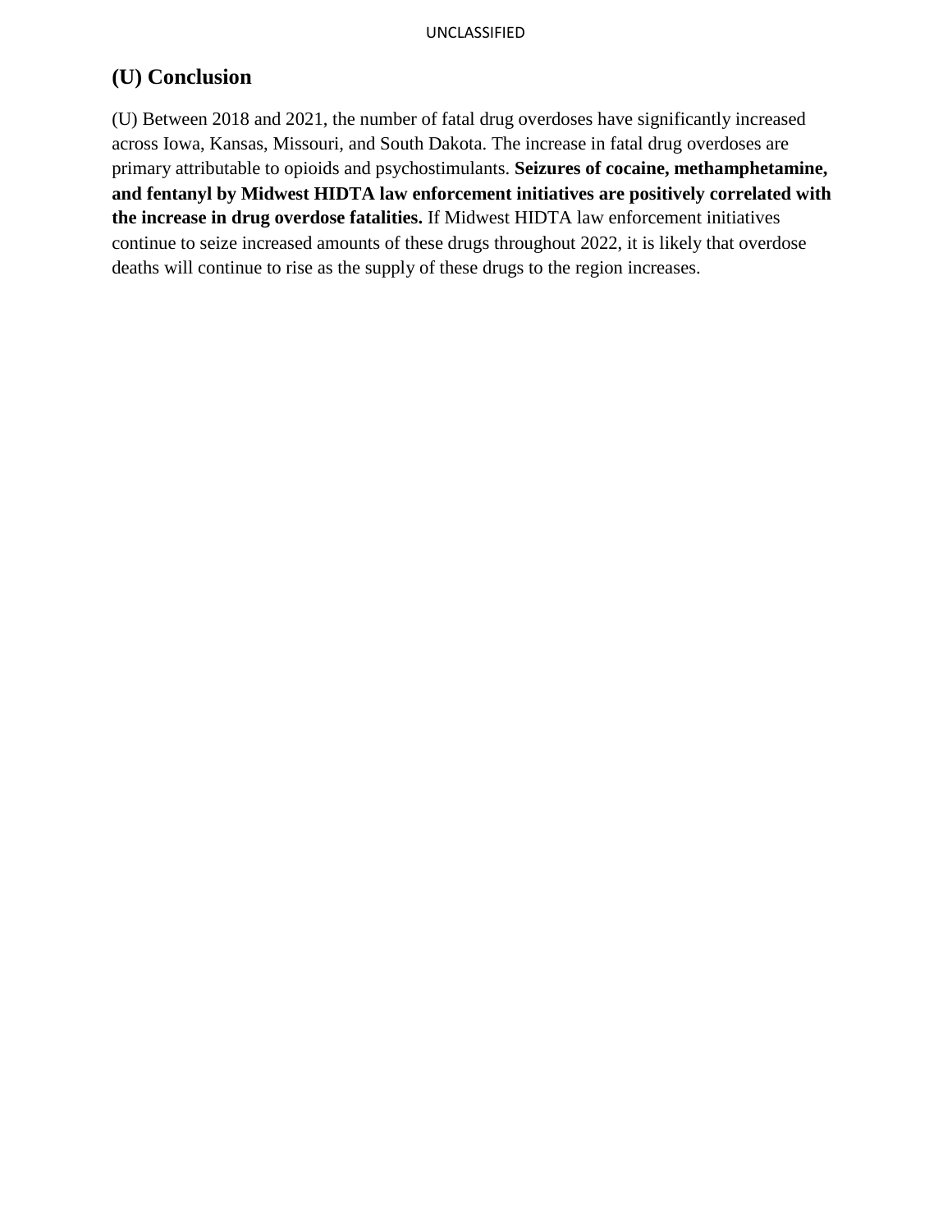## (U) Conclusion

(U) Between 2018 and 2021, the number of fatal drug overdoses have significantly increased across Iowa, Kansas, Missouri, and South Dakota. The increase in fatal drug overdoses are primary attributable to opioids and psychostimulants. **Seizures of cocaine, methamphetamine, and fentanyl by Midwest HIDTA law enforcement initiatives are positively correlated with the increase in drug overdose fatalities.** If Midwest HIDTA law enforcement initiatives continue to seize increased amounts of these drugs throughout 2022, it is likely that overdose deaths will continue to rise as the supply of these drugs to the region increases.